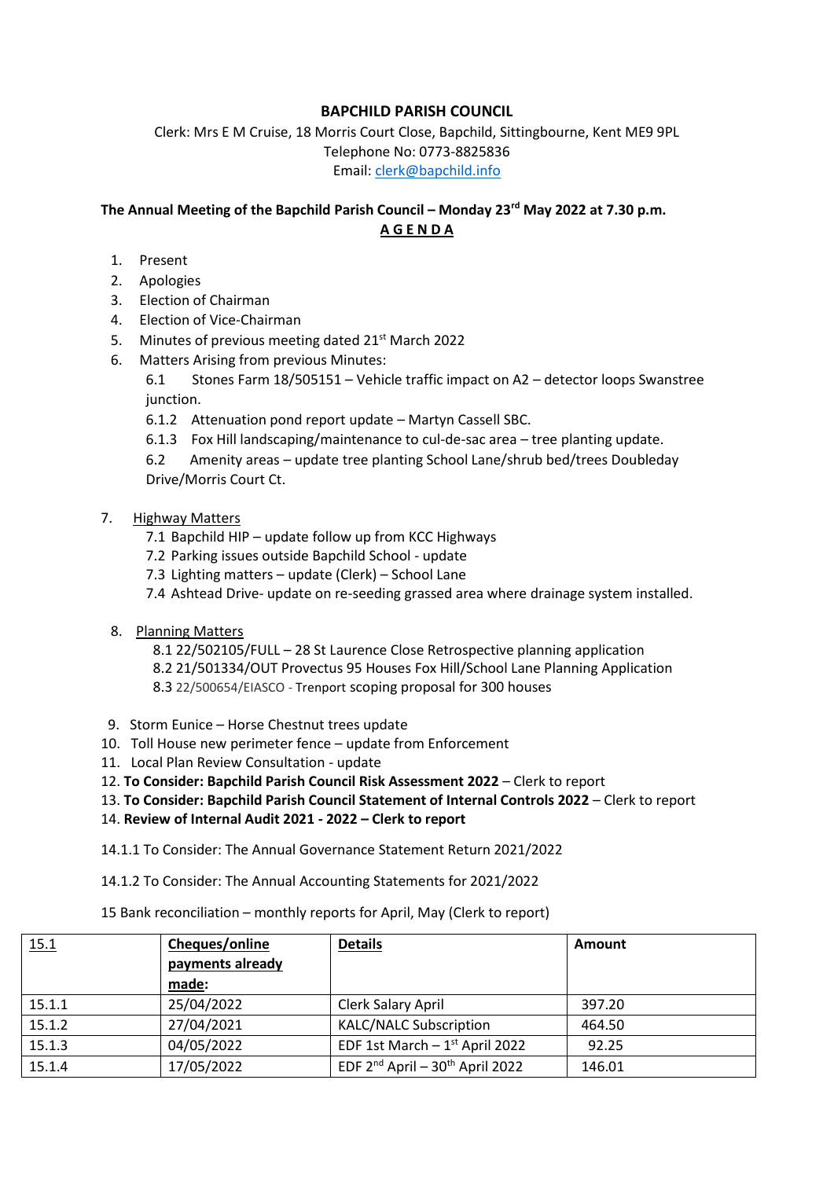**BAPCHILD PARISH COUNCIL**

Clerk: Mrs E M Cruise, 18 Morris Court Close, Bapchild, Sittingbourne, Kent ME9 9PL
Telephone No: 0773-8825836
Email: clerk@bapchild.info

**The Annual Meeting of the Bapchild Parish Council – Monday 23rd May 2022 at 7.30 p.m.**

**A G E N D A**

1. Present
2. Apologies
3. Election of Chairman
4. Election of Vice-Chairman
5. Minutes of previous meeting dated 21st March 2022
6. Matters Arising from previous Minutes:
   - 6.1 Stones Farm 18/505151 – Vehicle traffic impact on A2 – detector loops Swanstree junction.
   - 6.1.2 Attenuation pond report update – Martyn Cassell SBC.
   - 6.1.3 Fox Hill landscaping/maintenance to cul-de-sac area – tree planting update.
   - 6.2 Amenity areas – update tree planting School Lane/shrub bed/trees Doubleday Drive/Morris Court Ct.
7. Highway Matters
   - 7.1 Bapchild HIP – update follow up from KCC Highways
   - 7.2 Parking issues outside Bapchild School - update
   - 7.3 Lighting matters – update (Clerk) – School Lane
   - 7.4 Ashtead Drive- update on re-seeding grassed area where drainage system installed.
8. Planning Matters
   - 8.1 22/502105/FULL – 28 St Laurence Close Retrospective planning application
   - 8.2 21/501334/OUT Provectus 95 Houses Fox Hill/School Lane Planning Application
   - 8.3 22/500654/EIASCO - Trenport scoping proposal for 300 houses
9. Storm Eunice – Horse Chestnut trees update
10. Toll House new perimeter fence – update from Enforcement
11. Local Plan Review Consultation - update
12. **To Consider: Bapchild Parish Council Risk Assessment 2022** – Clerk to report
13. **To Consider: Bapchild Parish Council Statement of Internal Controls 2022** – Clerk to report
14. **Review of Internal Audit 2021 - 2022 – Clerk to report**

14.1.1 To Consider: The Annual Governance Statement Return 2021/2022

14.1.2 To Consider: The Annual Accounting Statements for 2021/2022

15 Bank reconciliation – monthly reports for April, May (Clerk to report)

| 15.1 | Cheques/online payments already made: | Details | Amount |
|---|---|---|---|
| 15.1.1 | 25/04/2022 | Clerk Salary April | 397.20 |
| 15.1.2 | 27/04/2021 | KALC/NALC Subscription | 464.50 |
| 15.1.3 | 04/05/2022 | EDF 1st March – 1st April 2022 | 92.25 |
| 15.1.4 | 17/05/2022 | EDF 2nd April – 30th April 2022 | 146.01 |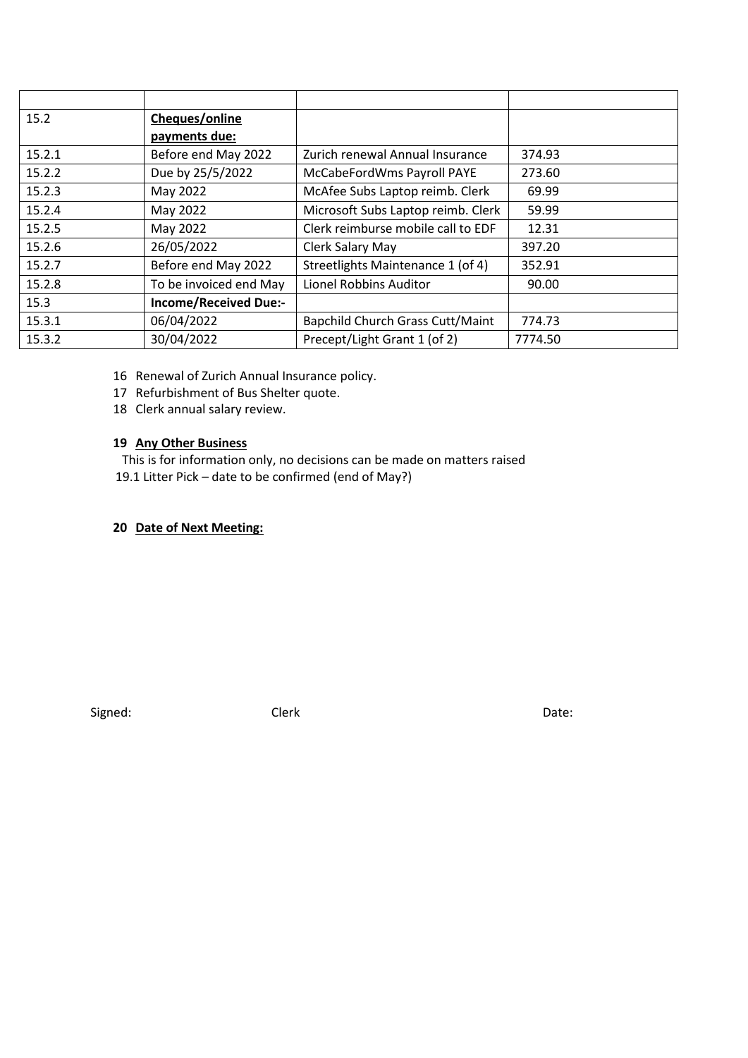| | | | |
|---|---|---|---|
| 15.2 | **Cheques/online payments due:** | | |
| 15.2.1 | Before end May 2022 | Zurich renewal Annual Insurance | 374.93 |
| 15.2.2 | Due by 25/5/2022 | McCabeFordWms Payroll PAYE | 273.60 |
| 15.2.3 | May 2022 | McAfee Subs Laptop reimb. Clerk | 69.99 |
| 15.2.4 | May 2022 | Microsoft Subs Laptop reimb. Clerk | 59.99 |
| 15.2.5 | May 2022 | Clerk reimburse mobile call to EDF | 12.31 |
| 15.2.6 | 26/05/2022 | Clerk Salary May | 397.20 |
| 15.2.7 | Before end May 2022 | Streetlights Maintenance 1 (of 4) | 352.91 |
| 15.2.8 | To be invoiced end May | Lionel Robbins Auditor | 90.00 |
| 15.3 | **Income/Received Due:-** | | |
| 15.3.1 | 06/04/2022 | Bapchild Church Grass Cutt/Maint | 774.73 |
| 15.3.2 | 30/04/2022 | Precept/Light Grant 1 (of 2) | 7774.50 |

16 Renewal of Zurich Annual Insurance policy.

17 Refurbishment of Bus Shelter quote.

18 Clerk annual salary review.

**19 Any Other Business**

This is for information only, no decisions can be made on matters raised

19.1 Litter Pick – date to be confirmed (end of May?)

**20 Date of Next Meeting:**

Signed: Clerk Date: